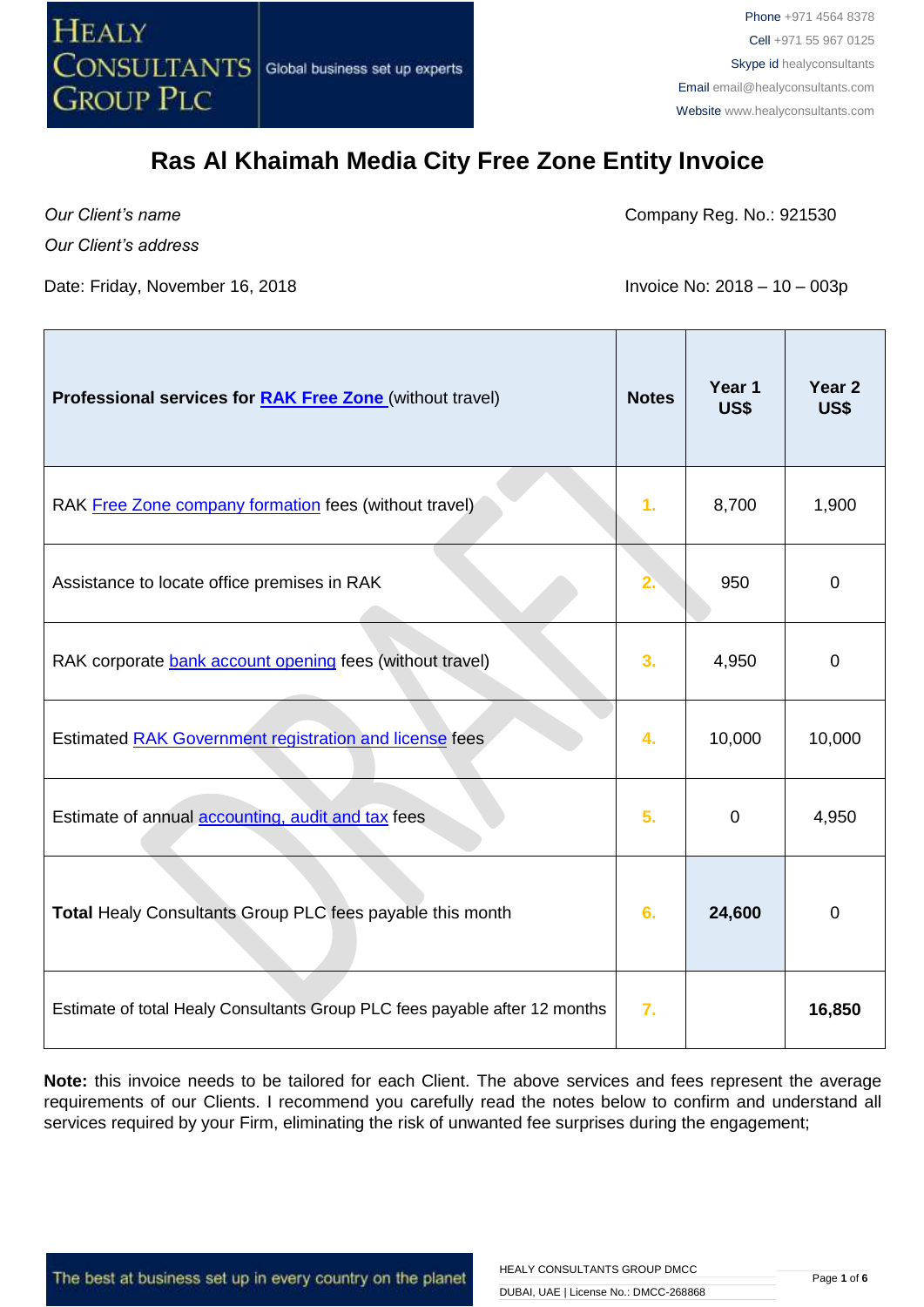# Ras Al Khaimah Media City Free Zone Entity Invoice

*Our Client's name*

*Our Client's address*

Company Reg. No.: 921530

Date: Friday, November 16, 2018

Invoice No: 2018 – 10 – 003p

| **Professional services for RAK Free Zone (without travel)** | **Notes** | **Year 1 US$** | **Year 2 US$** |
|---|---|---|---|
| RAK Free Zone company formation fees (without travel) | 1. | 8,700 | 1,900 |
| Assistance to locate office premises in RAK | 2. | 950 | 0 |
| RAK corporate bank account opening fees (without travel) | 3. | 4,950 | 0 |
| Estimated RAK Government registration and license fees | 4. | 10,000 | 10,000 |
| Estimate of annual accounting, audit and tax fees | 5. | 0 | 4,950 |
| **Total** Healy Consultants Group PLC fees payable this month | 6. | **24,600** | 0 |
| Estimate of total Healy Consultants Group PLC fees payable after 12 months | 7. | | **16,850** |

**Note:** this invoice needs to be tailored for each Client. The above services and fees represent the average requirements of our Clients. I recommend you carefully read the notes below to confirm and understand all services required by your Firm, eliminating the risk of unwanted fee surprises during the engagement;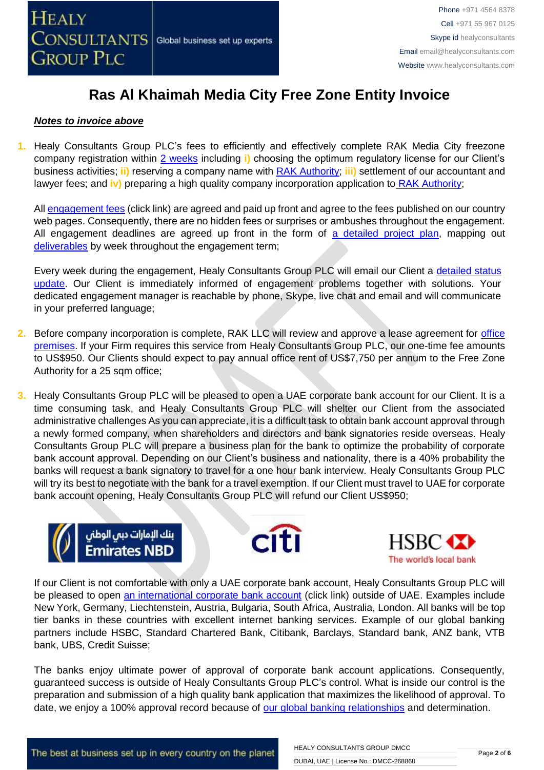# Ras Al Khaimah Media City Free Zone Entity Invoice

***Notes to invoice above***

1. Healy Consultants Group PLC's fees to efficiently and effectively complete RAK Media City freezone company registration within 2 weeks including **i)** choosing the optimum regulatory license for our Client's business activities; **ii)** reserving a company name with RAK Authority; **iii)** settlement of our accountant and lawyer fees; and **iv)** preparing a high quality company incorporation application to RAK Authority;

   All engagement fees (click link) are agreed and paid up front and agree to the fees published on our country web pages. Consequently, there are no hidden fees or surprises or ambushes throughout the engagement. All engagement deadlines are agreed up front in the form of a detailed project plan, mapping out deliverables by week throughout the engagement term;

   Every week during the engagement, Healy Consultants Group PLC will email our Client a detailed status update. Our Client is immediately informed of engagement problems together with solutions. Your dedicated engagement manager is reachable by phone, Skype, live chat and email and will communicate in your preferred language;

2. Before company incorporation is complete, RAK LLC will review and approve a lease agreement for office premises. If your Firm requires this service from Healy Consultants Group PLC, our one-time fee amounts to US$950. Our Clients should expect to pay annual office rent of US$7,750 per annum to the Free Zone Authority for a 25 sqm office;

3. Healy Consultants Group PLC will be pleased to open a UAE corporate bank account for our Client. It is a time consuming task, and Healy Consultants Group PLC will shelter our Client from the associated administrative challenges As you can appreciate, it is a difficult task to obtain bank account approval through a newly formed company, when shareholders and directors and bank signatories reside overseas. Healy Consultants Group PLC will prepare a business plan for the bank to optimize the probability of corporate bank account approval. Depending on our Client's business and nationality, there is a 40% probability the banks will request a bank signatory to travel for a one hour bank interview. Healy Consultants Group PLC will try its best to negotiate with the bank for a travel exemption. If our Client must travel to UAE for corporate bank account opening, Healy Consultants Group PLC will refund our Client US$950;

   If our Client is not comfortable with only a UAE corporate bank account, Healy Consultants Group PLC will be pleased to open an international corporate bank account (click link) outside of UAE. Examples include New York, Germany, Liechtenstein, Austria, Bulgaria, South Africa, Australia, London. All banks will be top tier banks in these countries with excellent internet banking services. Example of our global banking partners include HSBC, Standard Chartered Bank, Citibank, Barclays, Standard bank, ANZ bank, VTB bank, UBS, Credit Suisse;

   The banks enjoy ultimate power of approval of corporate bank account applications. Consequently, guaranteed success is outside of Healy Consultants Group PLC's control. What is inside our control is the preparation and submission of a high quality bank application that maximizes the likelihood of approval. To date, we enjoy a 100% approval record because of our global banking relationships and determination.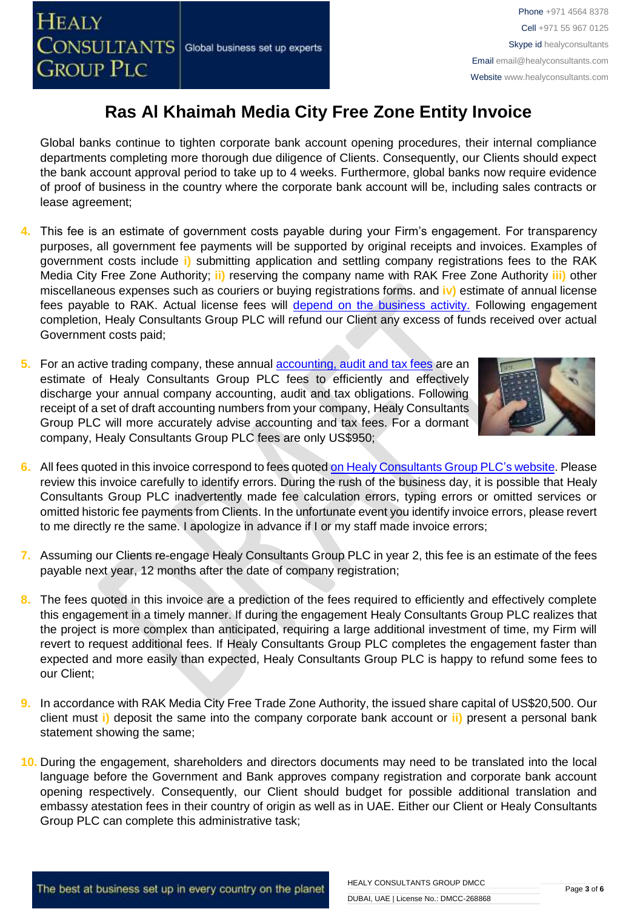# Ras Al Khaimah Media City Free Zone Entity Invoice

Global banks continue to tighten corporate bank account opening procedures, their internal compliance departments completing more thorough due diligence of Clients. Consequently, our Clients should expect the bank account approval period to take up to 4 weeks. Furthermore, global banks now require evidence of proof of business in the country where the corporate bank account will be, including sales contracts or lease agreement;

4. This fee is an estimate of government costs payable during your Firm's engagement. For transparency purposes, all government fee payments will be supported by original receipts and invoices. Examples of government costs include i) submitting application and settling company registrations fees to the RAK Media City Free Zone Authority; ii) reserving the company name with RAK Free Zone Authority iii) other miscellaneous expenses such as couriers or buying registrations forms. and iv) estimate of annual license fees payable to RAK. Actual license fees will depend on the business activity. Following engagement completion, Healy Consultants Group PLC will refund our Client any excess of funds received over actual Government costs paid;

5. For an active trading company, these annual accounting, audit and tax fees are an estimate of Healy Consultants Group PLC fees to efficiently and effectively discharge your annual company accounting, audit and tax obligations. Following receipt of a set of draft accounting numbers from your company, Healy Consultants Group PLC will more accurately advise accounting and tax fees. For a dormant company, Healy Consultants Group PLC fees are only US$950;

6. All fees quoted in this invoice correspond to fees quoted on Healy Consultants Group PLC's website. Please review this invoice carefully to identify errors. During the rush of the business day, it is possible that Healy Consultants Group PLC inadvertently made fee calculation errors, typing errors or omitted services or omitted historic fee payments from Clients. In the unfortunate event you identify invoice errors, please revert to me directly re the same. I apologize in advance if I or my staff made invoice errors;

7. Assuming our Clients re-engage Healy Consultants Group PLC in year 2, this fee is an estimate of the fees payable next year, 12 months after the date of company registration;

8. The fees quoted in this invoice are a prediction of the fees required to efficiently and effectively complete this engagement in a timely manner. If during the engagement Healy Consultants Group PLC realizes that the project is more complex than anticipated, requiring a large additional investment of time, my Firm will revert to request additional fees. If Healy Consultants Group PLC completes the engagement faster than expected and more easily than expected, Healy Consultants Group PLC is happy to refund some fees to our Client;

9. In accordance with RAK Media City Free Trade Zone Authority, the issued share capital of US$20,500. Our client must i) deposit the same into the company corporate bank account or ii) present a personal bank statement showing the same;

10. During the engagement, shareholders and directors documents may need to be translated into the local language before the Government and Bank approves company registration and corporate bank account opening respectively. Consequently, our Client should budget for possible additional translation and embassy atestation fees in their country of origin as well as in UAE. Either our Client or Healy Consultants Group PLC can complete this administrative task;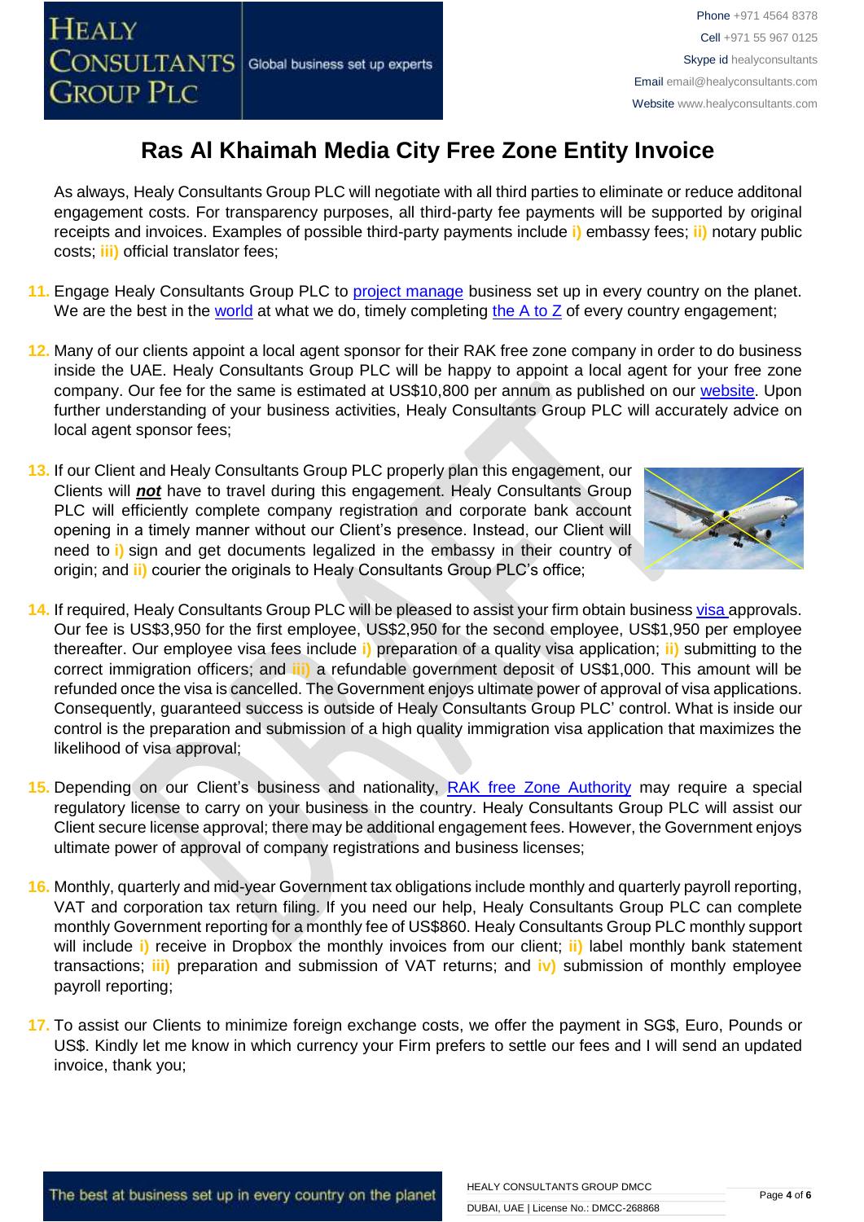# Ras Al Khaimah Media City Free Zone Entity Invoice

As always, Healy Consultants Group PLC will negotiate with all third parties to eliminate or reduce additonal engagement costs. For transparency purposes, all third-party fee payments will be supported by original receipts and invoices. Examples of possible third-party payments include **i)** embassy fees; **ii)** notary public costs; **iii)** official translator fees;

11. Engage Healy Consultants Group PLC to project manage business set up in every country on the planet. We are the best in the world at what we do, timely completing the A to Z of every country engagement;

12. Many of our clients appoint a local agent sponsor for their RAK free zone company in order to do business inside the UAE. Healy Consultants Group PLC will be happy to appoint a local agent for your free zone company. Our fee for the same is estimated at US$10,800 per annum as published on our website. Upon further understanding of your business activities, Healy Consultants Group PLC will accurately advice on local agent sponsor fees;

13. If our Client and Healy Consultants Group PLC properly plan this engagement, our Clients will ***not*** have to travel during this engagement. Healy Consultants Group PLC will efficiently complete company registration and corporate bank account opening in a timely manner without our Client's presence. Instead, our Client will need to **i)** sign and get documents legalized in the embassy in their country of origin; and **ii)** courier the originals to Healy Consultants Group PLC's office;

14. If required, Healy Consultants Group PLC will be pleased to assist your firm obtain business visa approvals. Our fee is US$3,950 for the first employee, US$2,950 for the second employee, US$1,950 per employee thereafter. Our employee visa fees include **i)** preparation of a quality visa application; **ii)** submitting to the correct immigration officers; and **iii)** a refundable government deposit of US$1,000. This amount will be refunded once the visa is cancelled. The Government enjoys ultimate power of approval of visa applications. Consequently, guaranteed success is outside of Healy Consultants Group PLC' control. What is inside our control is the preparation and submission of a high quality immigration visa application that maximizes the likelihood of visa approval;

15. Depending on our Client's business and nationality, RAK free Zone Authority may require a special regulatory license to carry on your business in the country. Healy Consultants Group PLC will assist our Client secure license approval; there may be additional engagement fees. However, the Government enjoys ultimate power of approval of company registrations and business licenses;

16. Monthly, quarterly and mid-year Government tax obligations include monthly and quarterly payroll reporting, VAT and corporation tax return filing. If you need our help, Healy Consultants Group PLC can complete monthly Government reporting for a monthly fee of US$860. Healy Consultants Group PLC monthly support will include **i)** receive in Dropbox the monthly invoices from our client; **ii)** label monthly bank statement transactions; **iii)** preparation and submission of VAT returns; and **iv)** submission of monthly employee payroll reporting;

17. To assist our Clients to minimize foreign exchange costs, we offer the payment in SG$, Euro, Pounds or US$. Kindly let me know in which currency your Firm prefers to settle our fees and I will send an updated invoice, thank you;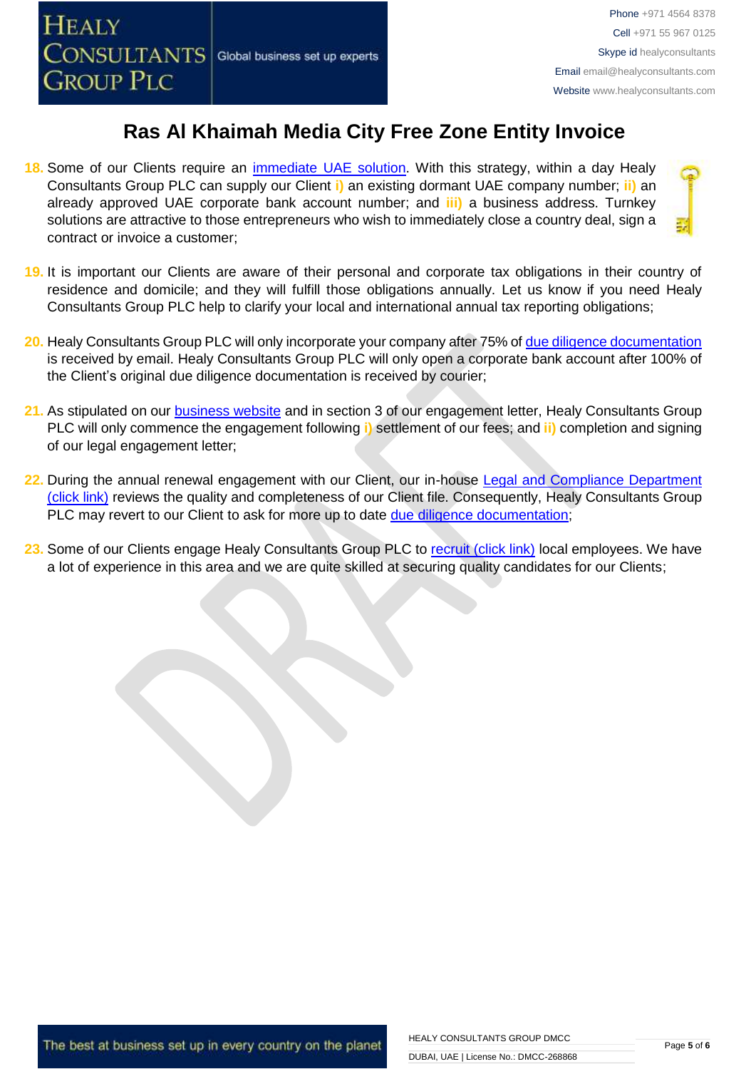# Ras Al Khaimah Media City Free Zone Entity Invoice

18. Some of our Clients require an immediate UAE solution. With this strategy, within a day Healy Consultants Group PLC can supply our Client i) an existing dormant UAE company number; ii) an already approved UAE corporate bank account number; and iii) a business address. Turnkey solutions are attractive to those entrepreneurs who wish to immediately close a country deal, sign a contract or invoice a customer;

19. It is important our Clients are aware of their personal and corporate tax obligations in their country of residence and domicile; and they will fulfill those obligations annually. Let us know if you need Healy Consultants Group PLC help to clarify your local and international annual tax reporting obligations;

20. Healy Consultants Group PLC will only incorporate your company after 75% of due diligence documentation is received by email. Healy Consultants Group PLC will only open a corporate bank account after 100% of the Client's original due diligence documentation is received by courier;

21. As stipulated on our business website and in section 3 of our engagement letter, Healy Consultants Group PLC will only commence the engagement following i) settlement of our fees; and ii) completion and signing of our legal engagement letter;

22. During the annual renewal engagement with our Client, our in-house Legal and Compliance Department (click link) reviews the quality and completeness of our Client file. Consequently, Healy Consultants Group PLC may revert to our Client to ask for more up to date due diligence documentation;

23. Some of our Clients engage Healy Consultants Group PLC to recruit (click link) local employees. We have a lot of experience in this area and we are quite skilled at securing quality candidates for our Clients;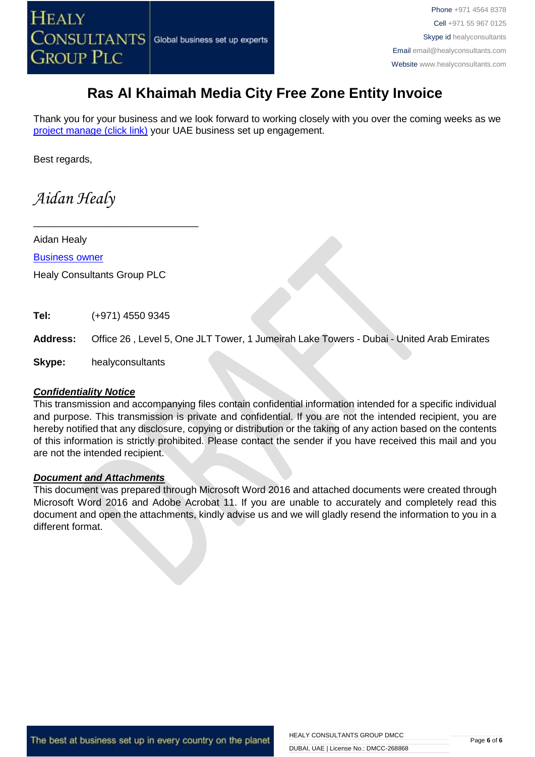# Ras Al Khaimah Media City Free Zone Entity Invoice

Thank you for your business and we look forward to working closely with you over the coming weeks as we [project manage (click link)]() your UAE business set up engagement.

Best regards,

*Aidan Healy*

______________________________

Aidan Healy

[Business owner]()

Healy Consultants Group PLC

**Tel:** (+971) 4550 9345

**Address:** Office 26 , Level 5, One JLT Tower, 1 Jumeirah Lake Towers - Dubai - United Arab Emirates

**Skype:** healyconsultants

***Confidentiality Notice***

This transmission and accompanying files contain confidential information intended for a specific individual and purpose. This transmission is private and confidential. If you are not the intended recipient, you are hereby notified that any disclosure, copying or distribution or the taking of any action based on the contents of this information is strictly prohibited. Please contact the sender if you have received this mail and you are not the intended recipient.

***Document and Attachments***

This document was prepared through Microsoft Word 2016 and attached documents were created through Microsoft Word 2016 and Adobe Acrobat 11. If you are unable to accurately and completely read this document and open the attachments, kindly advise us and we will gladly resend the information to you in a different format.